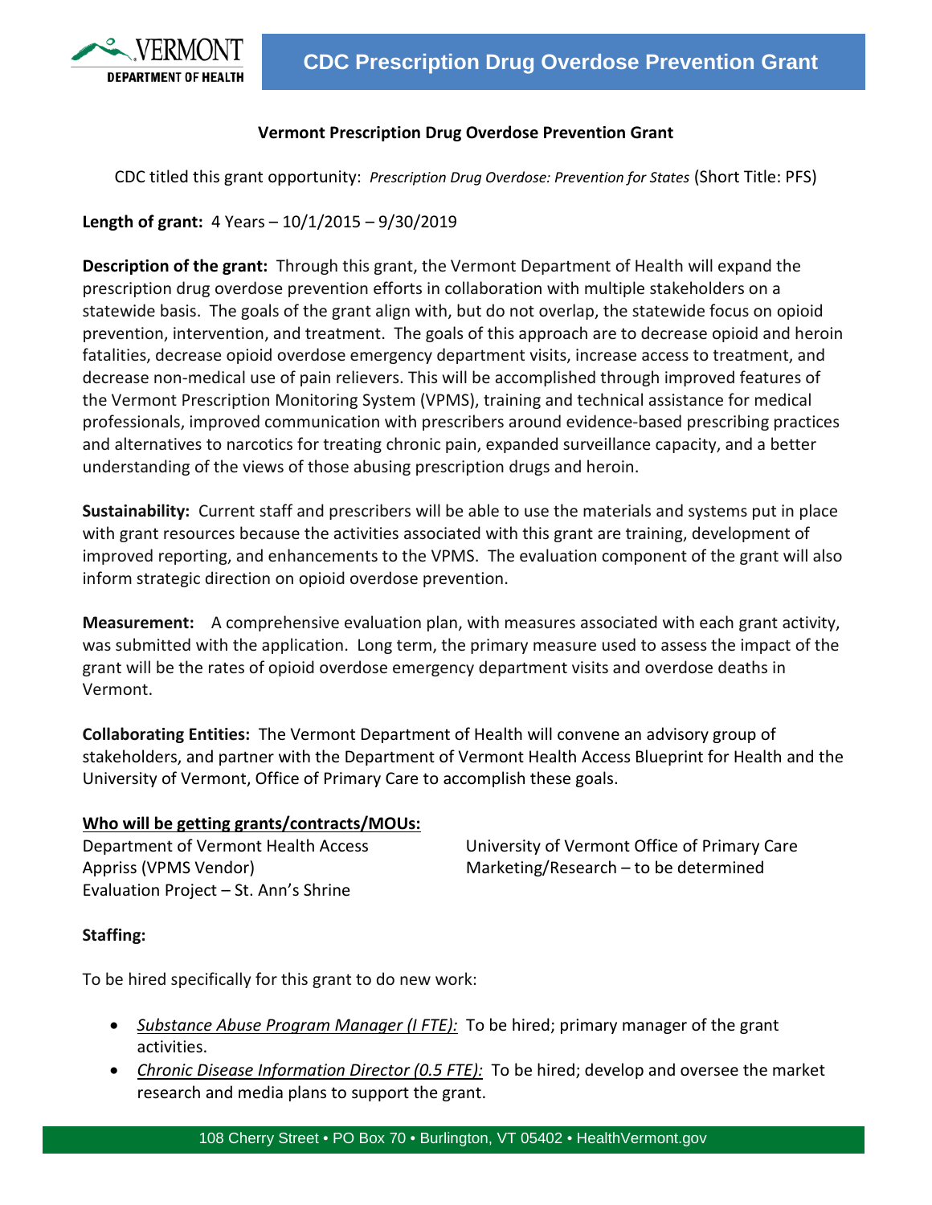# CDC Prescription Drug Overdose Prevention Grant

## Vermont Prescription Drug Overdose Prevention Grant

CDC titled this grant opportunity: *Prescription Drug Overdose: Prevention for States* (Short Title: PFS)

**Length of grant:** 4 Years – 10/1/2015 – 9/30/2019

**Description of the grant:** Through this grant, the Vermont Department of Health will expand the prescription drug overdose prevention efforts in collaboration with multiple stakeholders on a statewide basis. The goals of the grant align with, but do not overlap, the statewide focus on opioid prevention, intervention, and treatment. The goals of this approach are to decrease opioid and heroin fatalities, decrease opioid overdose emergency department visits, increase access to treatment, and decrease non-medical use of pain relievers. This will be accomplished through improved features of the Vermont Prescription Monitoring System (VPMS), training and technical assistance for medical professionals, improved communication with prescribers around evidence-based prescribing practices and alternatives to narcotics for treating chronic pain, expanded surveillance capacity, and a better understanding of the views of those abusing prescription drugs and heroin.

**Sustainability:** Current staff and prescribers will be able to use the materials and systems put in place with grant resources because the activities associated with this grant are training, development of improved reporting, and enhancements to the VPMS. The evaluation component of the grant will also inform strategic direction on opioid overdose prevention.

**Measurement:** A comprehensive evaluation plan, with measures associated with each grant activity, was submitted with the application. Long term, the primary measure used to assess the impact of the grant will be the rates of opioid overdose emergency department visits and overdose deaths in Vermont.

**Collaborating Entities:** The Vermont Department of Health will convene an advisory group of stakeholders, and partner with the Department of Vermont Health Access Blueprint for Health and the University of Vermont, Office of Primary Care to accomplish these goals.

**Who will be getting grants/contracts/MOUs:**

Department of Vermont Health Access
Appriss (VPMS Vendor)
Evaluation Project – St. Ann's Shrine
University of Vermont Office of Primary Care
Marketing/Research – to be determined

**Staffing:**

To be hired specifically for this grant to do new work:

- *Substance Abuse Program Manager (I FTE):* To be hired; primary manager of the grant activities.
- *Chronic Disease Information Director (0.5 FTE):* To be hired; develop and oversee the market research and media plans to support the grant.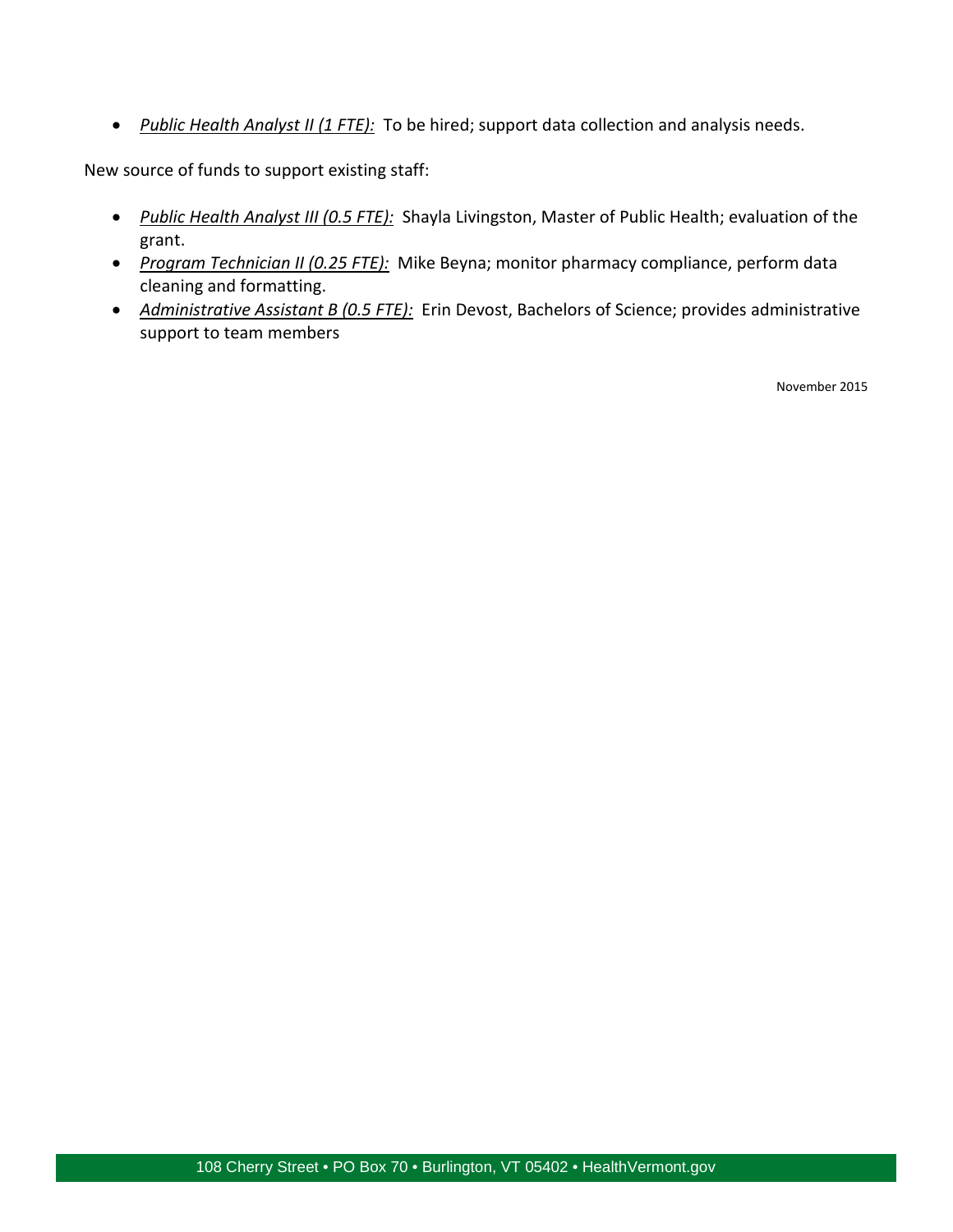- *Public Health Analyst II (1 FTE):* To be hired; support data collection and analysis needs.

New source of funds to support existing staff:

- *Public Health Analyst III (0.5 FTE):* Shayla Livingston, Master of Public Health; evaluation of the grant.
- *Program Technician II (0.25 FTE):* Mike Beyna; monitor pharmacy compliance, perform data cleaning and formatting.
- *Administrative Assistant B (0.5 FTE):* Erin Devost, Bachelors of Science; provides administrative support to team members

November 2015